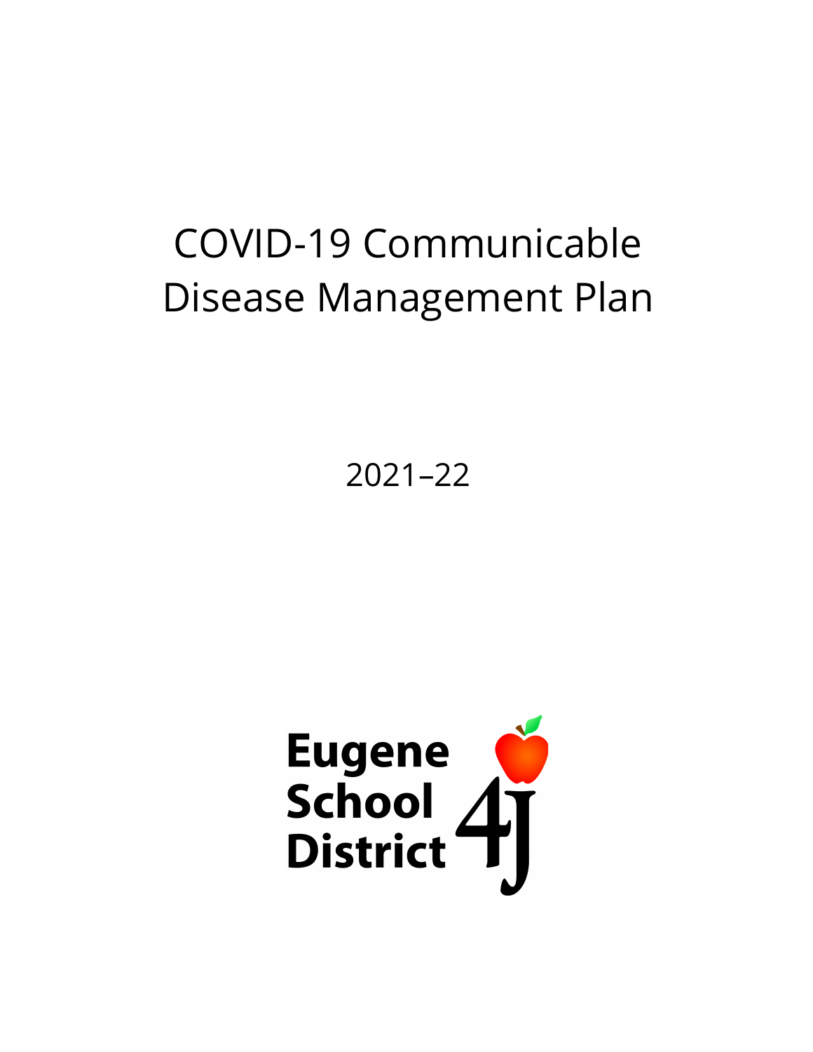# COVID-19 Communicable Disease Management Plan

2021–22

Eugene School District 4J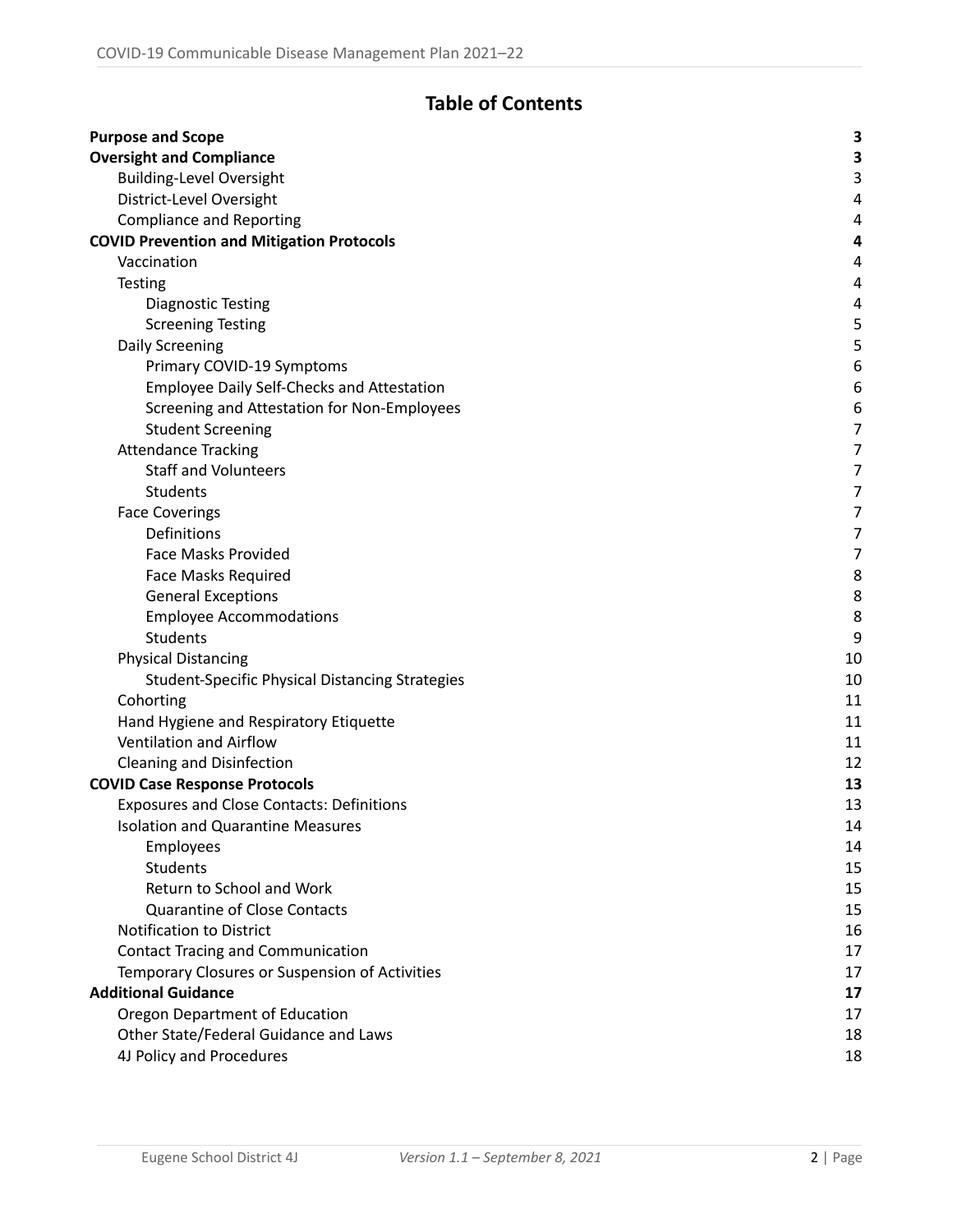## Table of Contents

| | |
|---|---|
| **Purpose and Scope** | **3** |
| **Oversight and Compliance** | **3** |
| Building-Level Oversight | 3 |
| District-Level Oversight | 4 |
| Compliance and Reporting | 4 |
| **COVID Prevention and Mitigation Protocols** | **4** |
| Vaccination | 4 |
| Testing | 4 |
| Diagnostic Testing | 4 |
| Screening Testing | 5 |
| Daily Screening | 5 |
| Primary COVID-19 Symptoms | 6 |
| Employee Daily Self-Checks and Attestation | 6 |
| Screening and Attestation for Non-Employees | 6 |
| Student Screening | 7 |
| Attendance Tracking | 7 |
| Staff and Volunteers | 7 |
| Students | 7 |
| Face Coverings | 7 |
| Definitions | 7 |
| Face Masks Provided | 7 |
| Face Masks Required | 8 |
| General Exceptions | 8 |
| Employee Accommodations | 8 |
| Students | 9 |
| Physical Distancing | 10 |
| Student-Specific Physical Distancing Strategies | 10 |
| Cohorting | 11 |
| Hand Hygiene and Respiratory Etiquette | 11 |
| Ventilation and Airflow | 11 |
| Cleaning and Disinfection | 12 |
| **COVID Case Response Protocols** | **13** |
| Exposures and Close Contacts: Definitions | 13 |
| Isolation and Quarantine Measures | 14 |
| Employees | 14 |
| Students | 15 |
| Return to School and Work | 15 |
| Quarantine of Close Contacts | 15 |
| Notification to District | 16 |
| Contact Tracing and Communication | 17 |
| Temporary Closures or Suspension of Activities | 17 |
| **Additional Guidance** | **17** |
| Oregon Department of Education | 17 |
| Other State/Federal Guidance and Laws | 18 |
| 4J Policy and Procedures | 18 |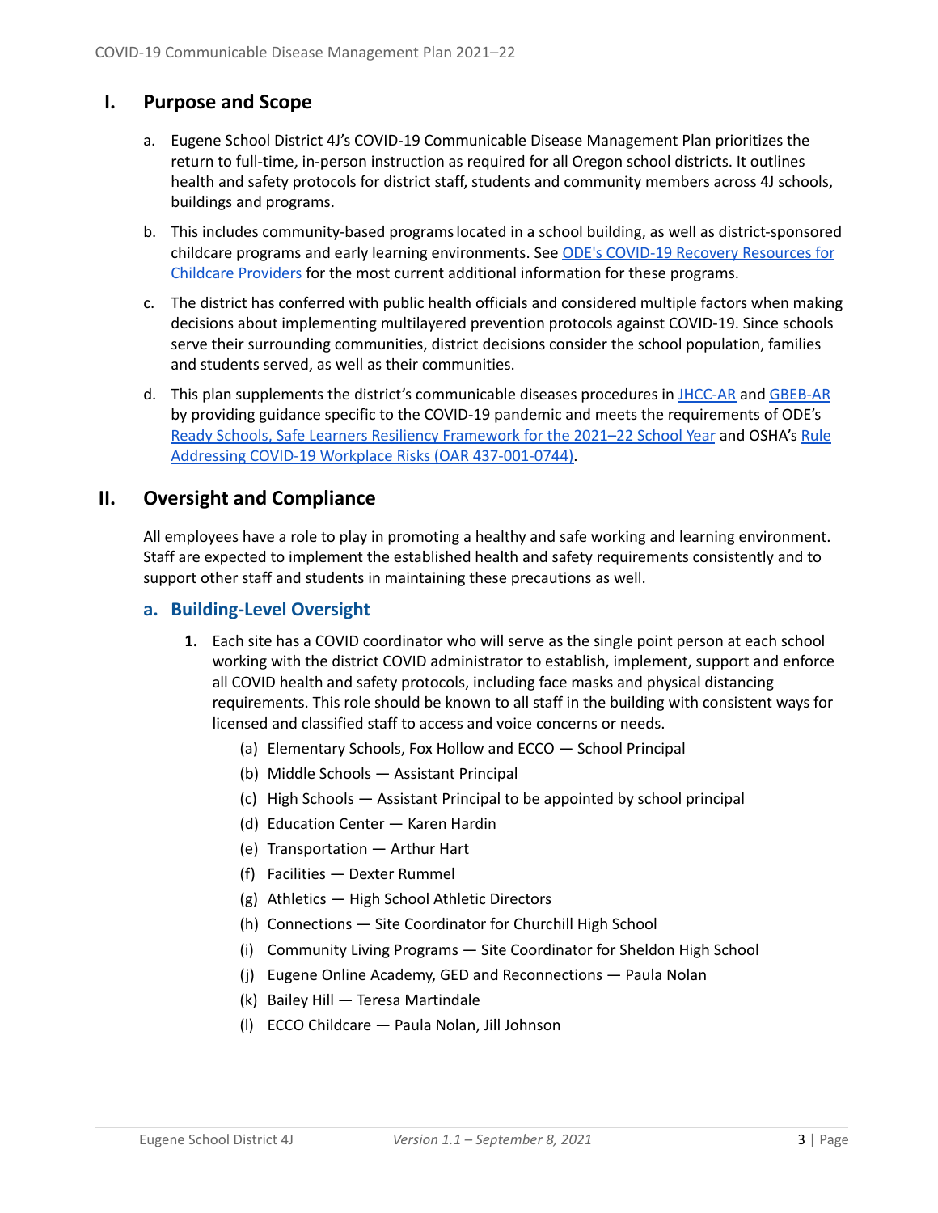## I. Purpose and Scope

a. Eugene School District 4J's COVID-19 Communicable Disease Management Plan prioritizes the return to full-time, in-person instruction as required for all Oregon school districts. It outlines health and safety protocols for district staff, students and community members across 4J schools, buildings and programs.

b. This includes community-based programs located in a school building, as well as district-sponsored childcare programs and early learning environments. See [ODE's COVID-19 Recovery Resources for Childcare Providers]() for the most current additional information for these programs.

c. The district has conferred with public health officials and considered multiple factors when making decisions about implementing multilayered prevention protocols against COVID-19. Since schools serve their surrounding communities, district decisions consider the school population, families and students served, as well as their communities.

d. This plan supplements the district's communicable diseases procedures in [JHCC-AR]() and [GBEB-AR]() by providing guidance specific to the COVID-19 pandemic and meets the requirements of ODE's [Ready Schools, Safe Learners Resiliency Framework for the 2021–22 School Year]() and OSHA's [Rule Addressing COVID-19 Workplace Risks (OAR 437-001-0744)]().

## II. Oversight and Compliance

All employees have a role to play in promoting a healthy and safe working and learning environment. Staff are expected to implement the established health and safety requirements consistently and to support other staff and students in maintaining these precautions as well.

### a. Building-Level Oversight

1. Each site has a COVID coordinator who will serve as the single point person at each school working with the district COVID administrator to establish, implement, support and enforce all COVID health and safety protocols, including face masks and physical distancing requirements. This role should be known to all staff in the building with consistent ways for licensed and classified staff to access and voice concerns or needs.
   - (a) Elementary Schools, Fox Hollow and ECCO — School Principal
   - (b) Middle Schools — Assistant Principal
   - (c) High Schools — Assistant Principal to be appointed by school principal
   - (d) Education Center — Karen Hardin
   - (e) Transportation — Arthur Hart
   - (f) Facilities — Dexter Rummel
   - (g) Athletics — High School Athletic Directors
   - (h) Connections — Site Coordinator for Churchill High School
   - (i) Community Living Programs — Site Coordinator for Sheldon High School
   - (j) Eugene Online Academy, GED and Reconnections — Paula Nolan
   - (k) Bailey Hill — Teresa Martindale
   - (l) ECCO Childcare — Paula Nolan, Jill Johnson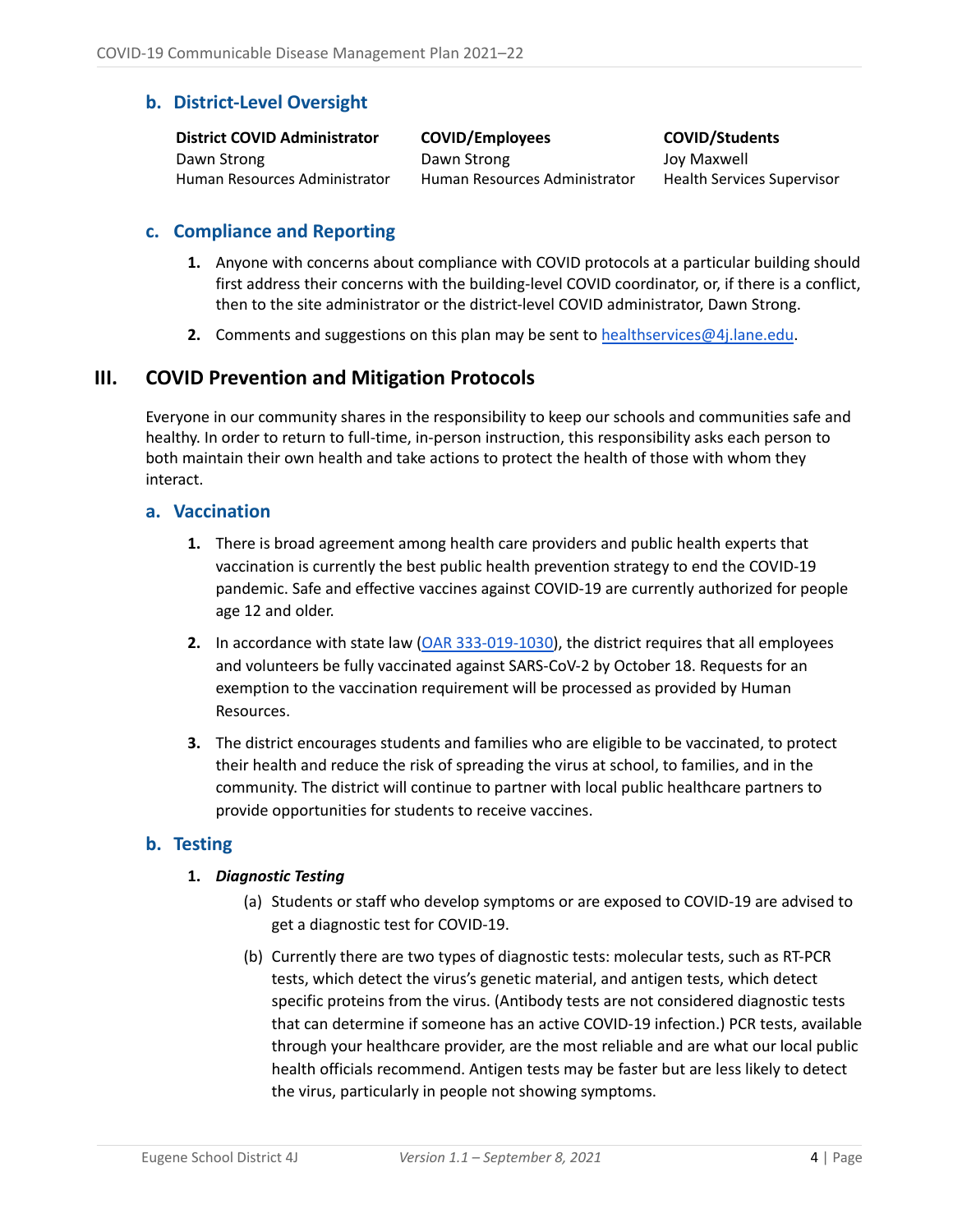### b. District-Level Oversight

| District COVID Administrator | COVID/Employees | COVID/Students |
| --- | --- | --- |
| Dawn Strong<br>Human Resources Administrator | Dawn Strong<br>Human Resources Administrator | Joy Maxwell<br>Health Services Supervisor |

### c. Compliance and Reporting

1. Anyone with concerns about compliance with COVID protocols at a particular building should first address their concerns with the building-level COVID coordinator, or, if there is a conflict, then to the site administrator or the district-level COVID administrator, Dawn Strong.
2. Comments and suggestions on this plan may be sent to healthservices@4j.lane.edu.

## III. COVID Prevention and Mitigation Protocols

Everyone in our community shares in the responsibility to keep our schools and communities safe and healthy. In order to return to full-time, in-person instruction, this responsibility asks each person to both maintain their own health and take actions to protect the health of those with whom they interact.

### a. Vaccination

1. There is broad agreement among health care providers and public health experts that vaccination is currently the best public health prevention strategy to end the COVID-19 pandemic. Safe and effective vaccines against COVID-19 are currently authorized for people age 12 and older.
2. In accordance with state law (OAR 333-019-1030), the district requires that all employees and volunteers be fully vaccinated against SARS-CoV-2 by October 18. Requests for an exemption to the vaccination requirement will be processed as provided by Human Resources.
3. The district encourages students and families who are eligible to be vaccinated, to protect their health and reduce the risk of spreading the virus at school, to families, and in the community. The district will continue to partner with local public healthcare partners to provide opportunities for students to receive vaccines.

### b. Testing

1. ***Diagnostic Testing***
   (a) Students or staff who develop symptoms or are exposed to COVID-19 are advised to get a diagnostic test for COVID-19.

   (b) Currently there are two types of diagnostic tests: molecular tests, such as RT-PCR tests, which detect the virus's genetic material, and antigen tests, which detect specific proteins from the virus. (Antibody tests are not considered diagnostic tests that can determine if someone has an active COVID-19 infection.) PCR tests, available through your healthcare provider, are the most reliable and are what our local public health officials recommend. Antigen tests may be faster but are less likely to detect the virus, particularly in people not showing symptoms.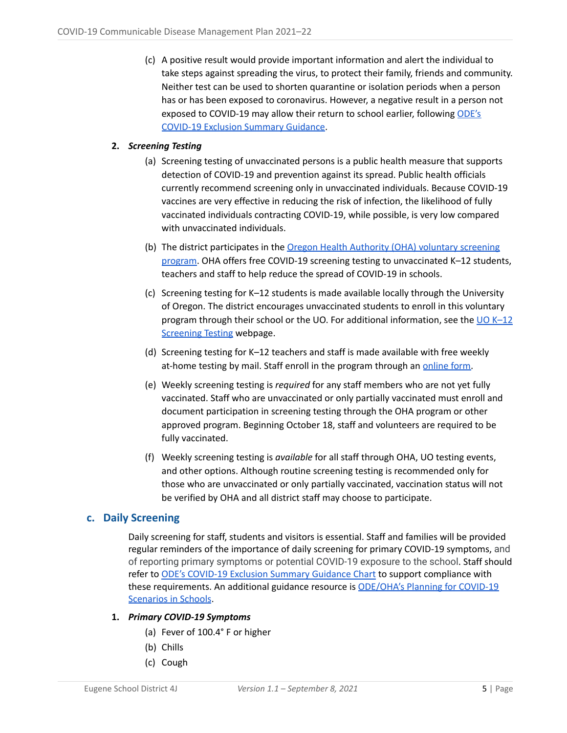(c) A positive result would provide important information and alert the individual to take steps against spreading the virus, to protect their family, friends and community. Neither test can be used to shorten quarantine or isolation periods when a person has or has been exposed to coronavirus. However, a negative result in a person not exposed to COVID-19 may allow their return to school earlier, following [ODE's COVID-19 Exclusion Summary Guidance](#).

**2. *Screening Testing***

(a) Screening testing of unvaccinated persons is a public health measure that supports detection of COVID-19 and prevention against its spread. Public health officials currently recommend screening only in unvaccinated individuals. Because COVID-19 vaccines are very effective in reducing the risk of infection, the likelihood of fully vaccinated individuals contracting COVID-19, while possible, is very low compared with unvaccinated individuals.

(b) The district participates in the [Oregon Health Authority (OHA) voluntary screening program](#). OHA offers free COVID-19 screening testing to unvaccinated K–12 students, teachers and staff to help reduce the spread of COVID-19 in schools.

(c) Screening testing for K–12 students is made available locally through the University of Oregon. The district encourages unvaccinated students to enroll in this voluntary program through their school or the UO. For additional information, see the [UO K–12 Screening Testing](#) webpage.

(d) Screening testing for K–12 teachers and staff is made available with free weekly at-home testing by mail. Staff enroll in the program through an [online form](#).

(e) Weekly screening testing is *required* for any staff members who are not yet fully vaccinated. Staff who are unvaccinated or only partially vaccinated must enroll and document participation in screening testing through the OHA program or other approved program. Beginning October 18, staff and volunteers are required to be fully vaccinated.

(f) Weekly screening testing is *available* for all staff through OHA, UO testing events, and other options. Although routine screening testing is recommended only for those who are unvaccinated or only partially vaccinated, vaccination status will not be verified by OHA and all district staff may choose to participate.

## c. Daily Screening

Daily screening for staff, students and visitors is essential. Staff and families will be provided regular reminders of the importance of daily screening for primary COVID-19 symptoms, and of reporting primary symptoms or potential COVID-19 exposure to the school. Staff should refer to [ODE's COVID-19 Exclusion Summary Guidance Chart](#) to support compliance with these requirements. An additional guidance resource is [ODE/OHA's Planning for COVID-19 Scenarios in Schools](#).

**1. *Primary COVID-19 Symptoms***

(a) Fever of 100.4° F or higher

(b) Chills

(c) Cough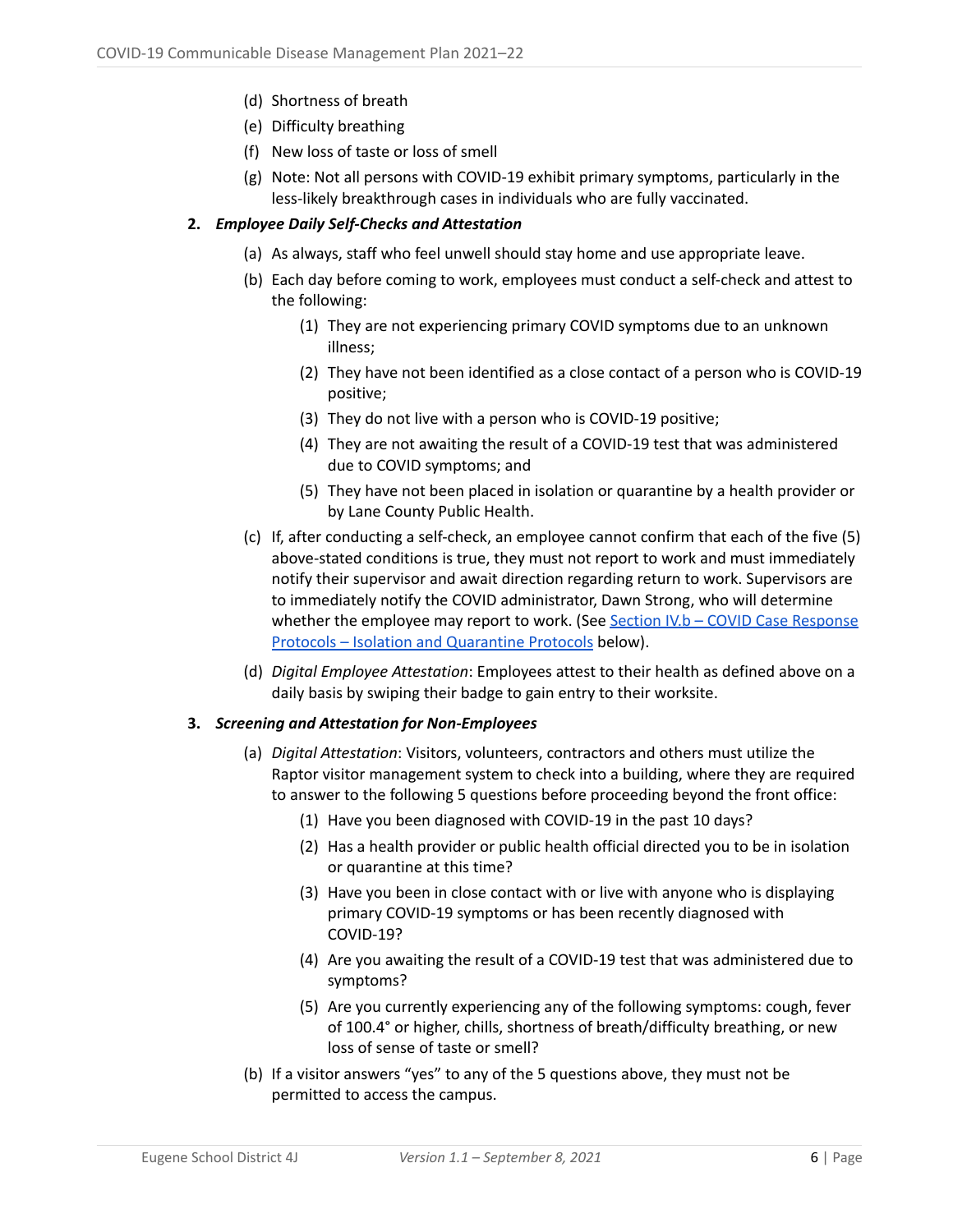(d) Shortness of breath

(e) Difficulty breathing

(f) New loss of taste or loss of smell

(g) Note: Not all persons with COVID-19 exhibit primary symptoms, particularly in the less-likely breakthrough cases in individuals who are fully vaccinated.

**2. *Employee Daily Self-Checks and Attestation***

(a) As always, staff who feel unwell should stay home and use appropriate leave.

(b) Each day before coming to work, employees must conduct a self-check and attest to the following:

(1) They are not experiencing primary COVID symptoms due to an unknown illness;

(2) They have not been identified as a close contact of a person who is COVID-19 positive;

(3) They do not live with a person who is COVID-19 positive;

(4) They are not awaiting the result of a COVID-19 test that was administered due to COVID symptoms; and

(5) They have not been placed in isolation or quarantine by a health provider or by Lane County Public Health.

(c) If, after conducting a self-check, an employee cannot confirm that each of the five (5) above-stated conditions is true, they must not report to work and must immediately notify their supervisor and await direction regarding return to work. Supervisors are to immediately notify the COVID administrator, Dawn Strong, who will determine whether the employee may report to work. (See [Section IV.b – COVID Case Response Protocols – Isolation and Quarantine Protocols]() below).

(d) *Digital Employee Attestation*: Employees attest to their health as defined above on a daily basis by swiping their badge to gain entry to their worksite.

**3. *Screening and Attestation for Non-Employees***

(a) *Digital Attestation*: Visitors, volunteers, contractors and others must utilize the Raptor visitor management system to check into a building, where they are required to answer to the following 5 questions before proceeding beyond the front office:

(1) Have you been diagnosed with COVID-19 in the past 10 days?

(2) Has a health provider or public health official directed you to be in isolation or quarantine at this time?

(3) Have you been in close contact with or live with anyone who is displaying primary COVID-19 symptoms or has been recently diagnosed with COVID-19?

(4) Are you awaiting the result of a COVID-19 test that was administered due to symptoms?

(5) Are you currently experiencing any of the following symptoms: cough, fever of 100.4° or higher, chills, shortness of breath/difficulty breathing, or new loss of sense of taste or smell?

(b) If a visitor answers "yes" to any of the 5 questions above, they must not be permitted to access the campus.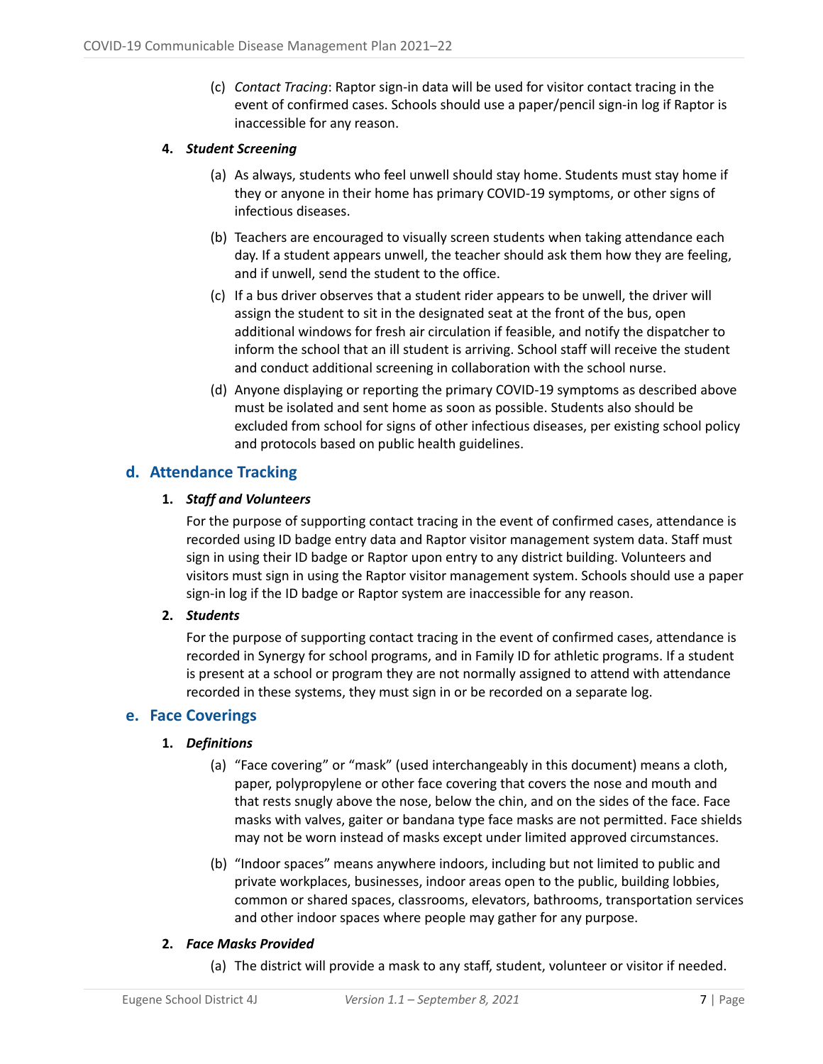(c) *Contact Tracing*: Raptor sign-in data will be used for visitor contact tracing in the event of confirmed cases. Schools should use a paper/pencil sign-in log if Raptor is inaccessible for any reason.

**4. *Student Screening***

(a) As always, students who feel unwell should stay home. Students must stay home if they or anyone in their home has primary COVID-19 symptoms, or other signs of infectious diseases.

(b) Teachers are encouraged to visually screen students when taking attendance each day. If a student appears unwell, the teacher should ask them how they are feeling, and if unwell, send the student to the office.

(c) If a bus driver observes that a student rider appears to be unwell, the driver will assign the student to sit in the designated seat at the front of the bus, open additional windows for fresh air circulation if feasible, and notify the dispatcher to inform the school that an ill student is arriving. School staff will receive the student and conduct additional screening in collaboration with the school nurse.

(d) Anyone displaying or reporting the primary COVID-19 symptoms as described above must be isolated and sent home as soon as possible. Students also should be excluded from school for signs of other infectious diseases, per existing school policy and protocols based on public health guidelines.

## d. Attendance Tracking

**1. *Staff and Volunteers***

For the purpose of supporting contact tracing in the event of confirmed cases, attendance is recorded using ID badge entry data and Raptor visitor management system data. Staff must sign in using their ID badge or Raptor upon entry to any district building. Volunteers and visitors must sign in using the Raptor visitor management system. Schools should use a paper sign-in log if the ID badge or Raptor system are inaccessible for any reason.

**2. *Students***

For the purpose of supporting contact tracing in the event of confirmed cases, attendance is recorded in Synergy for school programs, and in Family ID for athletic programs. If a student is present at a school or program they are not normally assigned to attend with attendance recorded in these systems, they must sign in or be recorded on a separate log.

## e. Face Coverings

**1. *Definitions***

(a) "Face covering" or "mask" (used interchangeably in this document) means a cloth, paper, polypropylene or other face covering that covers the nose and mouth and that rests snugly above the nose, below the chin, and on the sides of the face. Face masks with valves, gaiter or bandana type face masks are not permitted. Face shields may not be worn instead of masks except under limited approved circumstances.

(b) "Indoor spaces" means anywhere indoors, including but not limited to public and private workplaces, businesses, indoor areas open to the public, building lobbies, common or shared spaces, classrooms, elevators, bathrooms, transportation services and other indoor spaces where people may gather for any purpose.

**2. *Face Masks Provided***

(a) The district will provide a mask to any staff, student, volunteer or visitor if needed.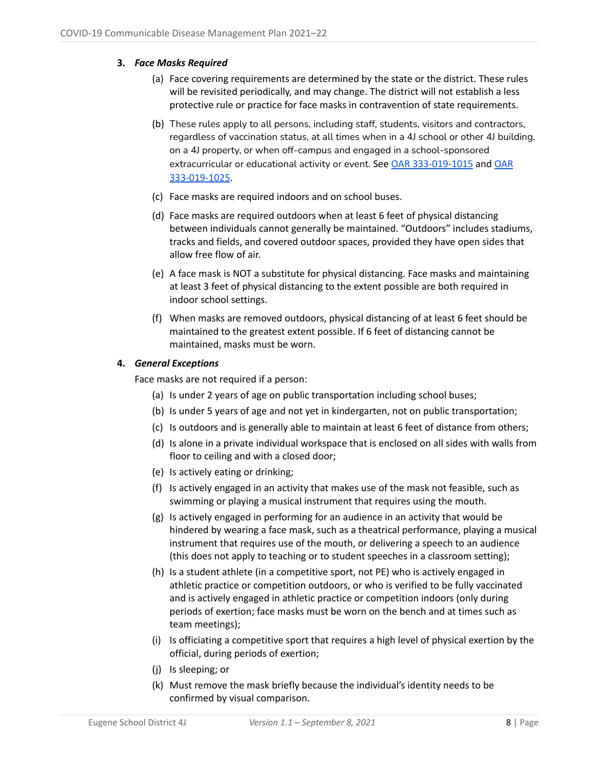3. ***Face Masks Required***

    (a) Face covering requirements are determined by the state or the district. These rules will be revisited periodically, and may change. The district will not establish a less protective rule or practice for face masks in contravention of state requirements.

    (b) These rules apply to all persons, including staff, students, visitors and contractors, regardless of vaccination status, at all times when in a 4J school or other 4J building, on a 4J property, or when off-campus and engaged in a school-sponsored extracurricular or educational activity or event. See OAR 333-019-1015 and OAR 333-019-1025.

    (c) Face masks are required indoors and on school buses.

    (d) Face masks are required outdoors when at least 6 feet of physical distancing between individuals cannot generally be maintained. "Outdoors" includes stadiums, tracks and fields, and covered outdoor spaces, provided they have open sides that allow free flow of air.

    (e) A face mask is NOT a substitute for physical distancing. Face masks and maintaining at least 3 feet of physical distancing to the extent possible are both required in indoor school settings.

    (f) When masks are removed outdoors, physical distancing of at least 6 feet should be maintained to the greatest extent possible. If 6 feet of distancing cannot be maintained, masks must be worn.

4. ***General Exceptions***

    Face masks are not required if a person:

    (a) Is under 2 years of age on public transportation including school buses;

    (b) Is under 5 years of age and not yet in kindergarten, not on public transportation;

    (c) Is outdoors and is generally able to maintain at least 6 feet of distance from others;

    (d) Is alone in a private individual workspace that is enclosed on all sides with walls from floor to ceiling and with a closed door;

    (e) Is actively eating or drinking;

    (f) Is actively engaged in an activity that makes use of the mask not feasible, such as swimming or playing a musical instrument that requires using the mouth.

    (g) Is actively engaged in performing for an audience in an activity that would be hindered by wearing a face mask, such as a theatrical performance, playing a musical instrument that requires use of the mouth, or delivering a speech to an audience (this does not apply to teaching or to student speeches in a classroom setting);

    (h) Is a student athlete (in a competitive sport, not PE) who is actively engaged in athletic practice or competition outdoors, or who is verified to be fully vaccinated and is actively engaged in athletic practice or competition indoors (only during periods of exertion; face masks must be worn on the bench and at times such as team meetings);

    (i) Is officiating a competitive sport that requires a high level of physical exertion by the official, during periods of exertion;

    (j) Is sleeping; or

    (k) Must remove the mask briefly because the individual's identity needs to be confirmed by visual comparison.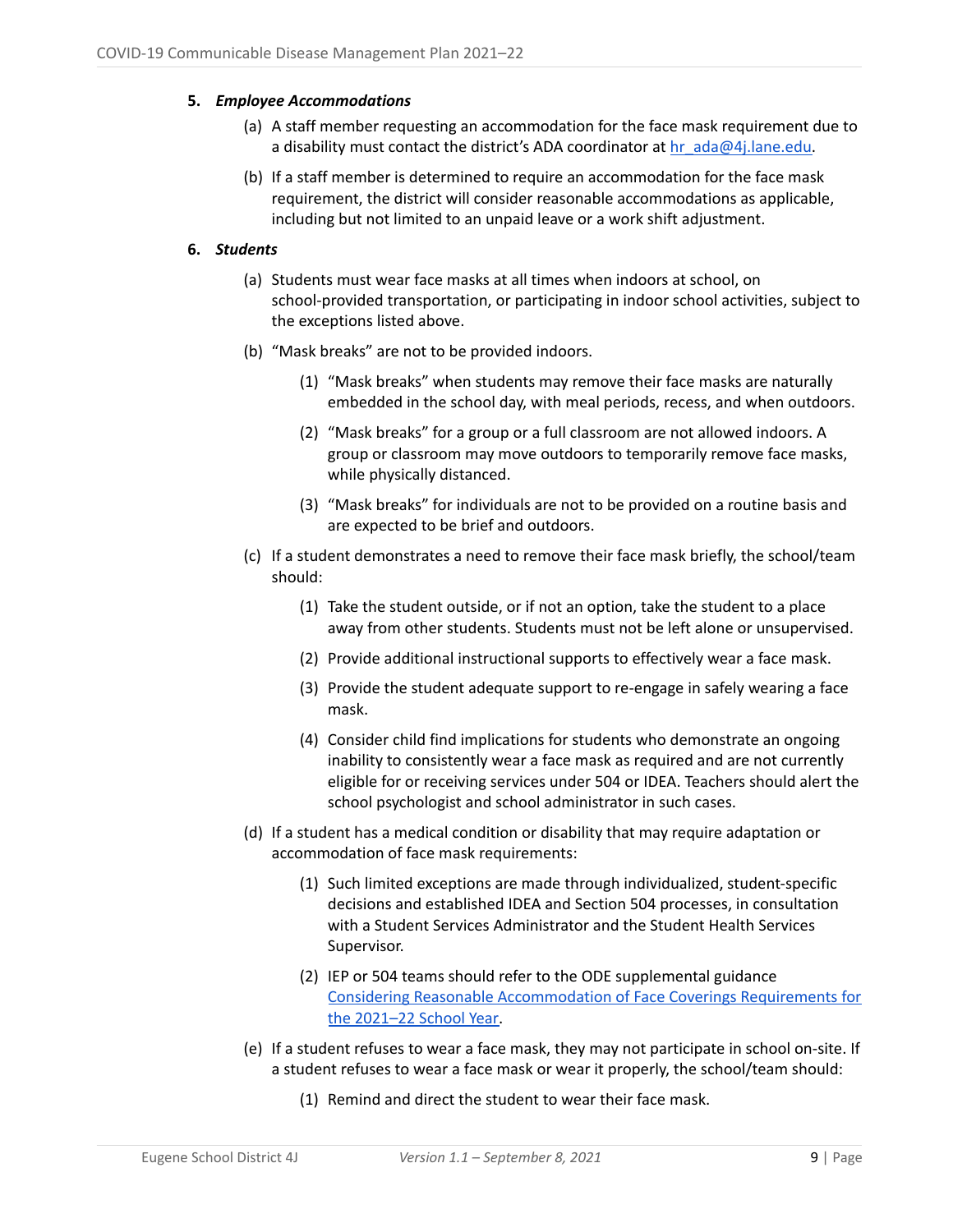5. ***Employee Accommodations***

   (a) A staff member requesting an accommodation for the face mask requirement due to a disability must contact the district's ADA coordinator at [hr_ada@4j.lane.edu](mailto:hr_ada@4j.lane.edu).

   (b) If a staff member is determined to require an accommodation for the face mask requirement, the district will consider reasonable accommodations as applicable, including but not limited to an unpaid leave or a work shift adjustment.

6. ***Students***

   (a) Students must wear face masks at all times when indoors at school, on school-provided transportation, or participating in indoor school activities, subject to the exceptions listed above.

   (b) "Mask breaks" are not to be provided indoors.

      (1) "Mask breaks" when students may remove their face masks are naturally embedded in the school day, with meal periods, recess, and when outdoors.

      (2) "Mask breaks" for a group or a full classroom are not allowed indoors. A group or classroom may move outdoors to temporarily remove face masks, while physically distanced.

      (3) "Mask breaks" for individuals are not to be provided on a routine basis and are expected to be brief and outdoors.

   (c) If a student demonstrates a need to remove their face mask briefly, the school/team should:

      (1) Take the student outside, or if not an option, take the student to a place away from other students. Students must not be left alone or unsupervised.

      (2) Provide additional instructional supports to effectively wear a face mask.

      (3) Provide the student adequate support to re-engage in safely wearing a face mask.

      (4) Consider child find implications for students who demonstrate an ongoing inability to consistently wear a face mask as required and are not currently eligible for or receiving services under 504 or IDEA. Teachers should alert the school psychologist and school administrator in such cases.

   (d) If a student has a medical condition or disability that may require adaptation or accommodation of face mask requirements:

      (1) Such limited exceptions are made through individualized, student-specific decisions and established IDEA and Section 504 processes, in consultation with a Student Services Administrator and the Student Health Services Supervisor.

      (2) IEP or 504 teams should refer to the ODE supplemental guidance Considering Reasonable Accommodation of Face Coverings Requirements for the 2021–22 School Year.

   (e) If a student refuses to wear a face mask, they may not participate in school on-site. If a student refuses to wear a face mask or wear it properly, the school/team should:

      (1) Remind and direct the student to wear their face mask.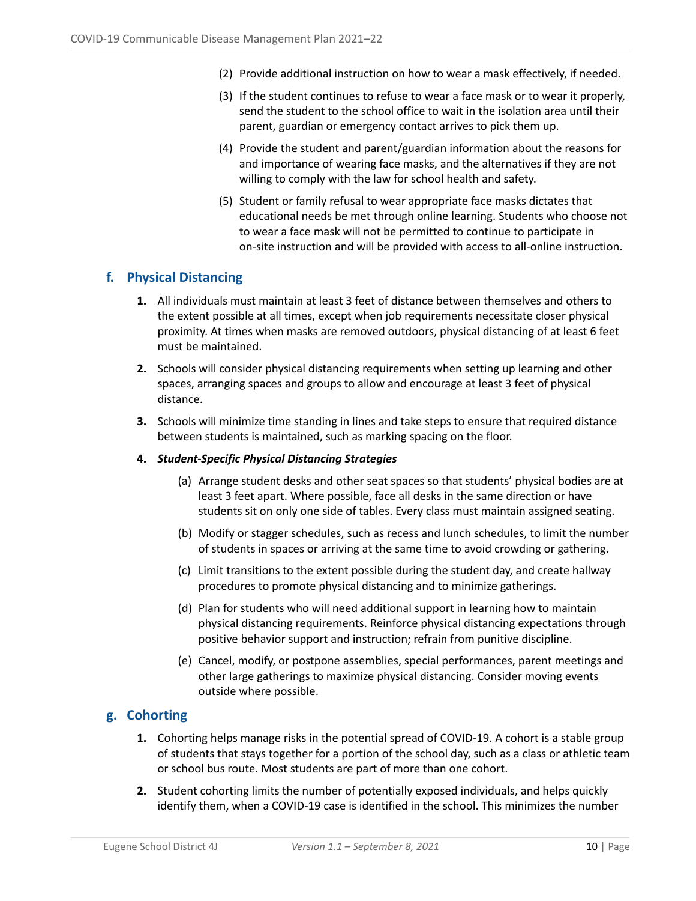(2) Provide additional instruction on how to wear a mask effectively, if needed.

(3) If the student continues to refuse to wear a face mask or to wear it properly, send the student to the school office to wait in the isolation area until their parent, guardian or emergency contact arrives to pick them up.

(4) Provide the student and parent/guardian information about the reasons for and importance of wearing face masks, and the alternatives if they are not willing to comply with the law for school health and safety.

(5) Student or family refusal to wear appropriate face masks dictates that educational needs be met through online learning. Students who choose not to wear a face mask will not be permitted to continue to participate in on-site instruction and will be provided with access to all-online instruction.

## f. Physical Distancing

**1.** All individuals must maintain at least 3 feet of distance between themselves and others to the extent possible at all times, except when job requirements necessitate closer physical proximity. At times when masks are removed outdoors, physical distancing of at least 6 feet must be maintained.

**2.** Schools will consider physical distancing requirements when setting up learning and other spaces, arranging spaces and groups to allow and encourage at least 3 feet of physical distance.

**3.** Schools will minimize time standing in lines and take steps to ensure that required distance between students is maintained, such as marking spacing on the floor.

**4.** ***Student-Specific Physical Distancing Strategies***

(a) Arrange student desks and other seat spaces so that students' physical bodies are at least 3 feet apart. Where possible, face all desks in the same direction or have students sit on only one side of tables. Every class must maintain assigned seating.

(b) Modify or stagger schedules, such as recess and lunch schedules, to limit the number of students in spaces or arriving at the same time to avoid crowding or gathering.

(c) Limit transitions to the extent possible during the student day, and create hallway procedures to promote physical distancing and to minimize gatherings.

(d) Plan for students who will need additional support in learning how to maintain physical distancing requirements. Reinforce physical distancing expectations through positive behavior support and instruction; refrain from punitive discipline.

(e) Cancel, modify, or postpone assemblies, special performances, parent meetings and other large gatherings to maximize physical distancing. Consider moving events outside where possible.

## g. Cohorting

**1.** Cohorting helps manage risks in the potential spread of COVID-19. A cohort is a stable group of students that stays together for a portion of the school day, such as a class or athletic team or school bus route. Most students are part of more than one cohort.

**2.** Student cohorting limits the number of potentially exposed individuals, and helps quickly identify them, when a COVID-19 case is identified in the school. This minimizes the number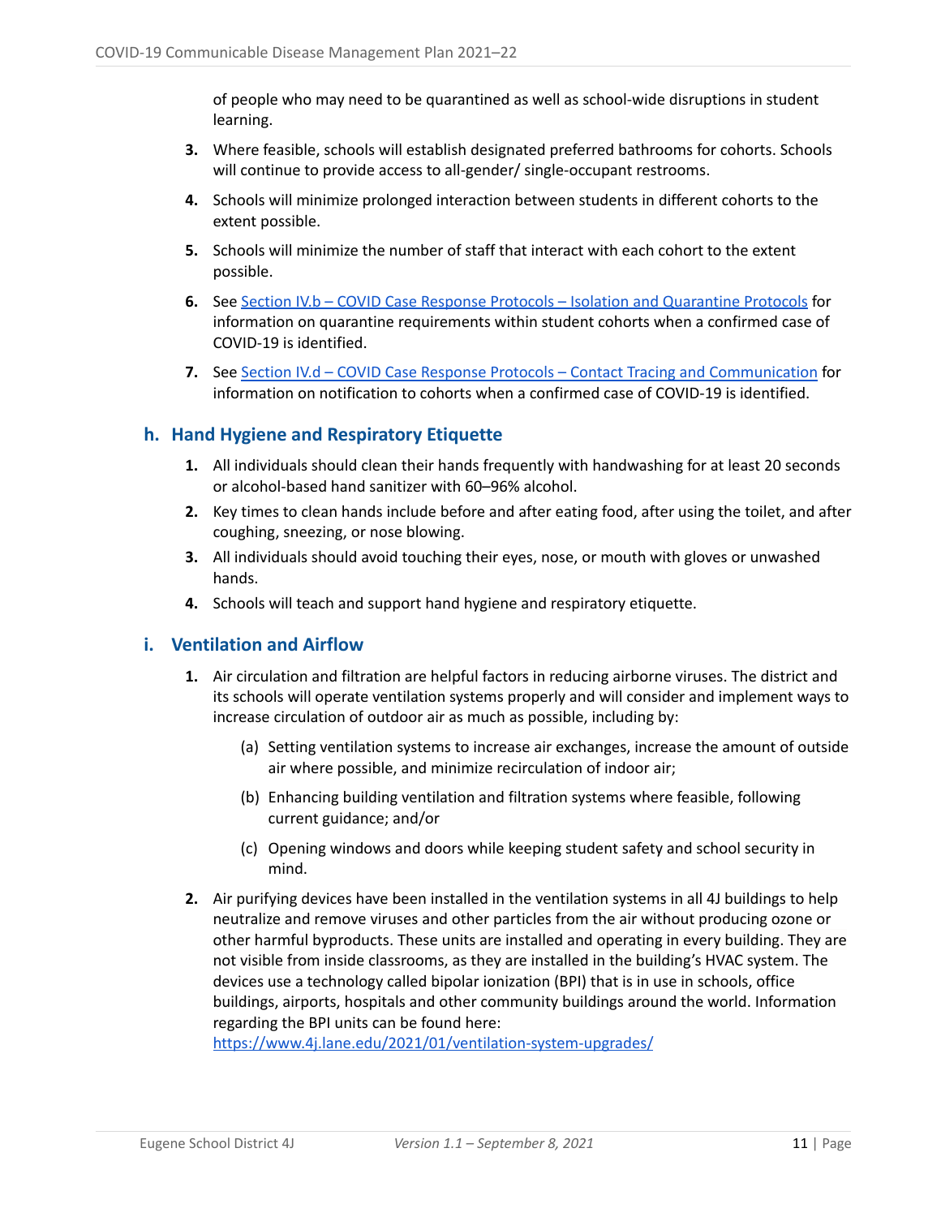of people who may need to be quarantined as well as school-wide disruptions in student learning.

3. Where feasible, schools will establish designated preferred bathrooms for cohorts. Schools will continue to provide access to all-gender/ single-occupant restrooms.
4. Schools will minimize prolonged interaction between students in different cohorts to the extent possible.
5. Schools will minimize the number of staff that interact with each cohort to the extent possible.
6. See [Section IV.b – COVID Case Response Protocols – Isolation and Quarantine Protocols]() for information on quarantine requirements within student cohorts when a confirmed case of COVID-19 is identified.
7. See [Section IV.d – COVID Case Response Protocols – Contact Tracing and Communication]() for information on notification to cohorts when a confirmed case of COVID-19 is identified.

### h. Hand Hygiene and Respiratory Etiquette

1. All individuals should clean their hands frequently with handwashing for at least 20 seconds or alcohol-based hand sanitizer with 60–96% alcohol.
2. Key times to clean hands include before and after eating food, after using the toilet, and after coughing, sneezing, or nose blowing.
3. All individuals should avoid touching their eyes, nose, or mouth with gloves or unwashed hands.
4. Schools will teach and support hand hygiene and respiratory etiquette.

### i. Ventilation and Airflow

1. Air circulation and filtration are helpful factors in reducing airborne viruses. The district and its schools will operate ventilation systems properly and will consider and implement ways to increase circulation of outdoor air as much as possible, including by:

   (a) Setting ventilation systems to increase air exchanges, increase the amount of outside air where possible, and minimize recirculation of indoor air;

   (b) Enhancing building ventilation and filtration systems where feasible, following current guidance; and/or

   (c) Opening windows and doors while keeping student safety and school security in mind.

2. Air purifying devices have been installed in the ventilation systems in all 4J buildings to help neutralize and remove viruses and other particles from the air without producing ozone or other harmful byproducts. These units are installed and operating in every building. They are not visible from inside classrooms, as they are installed in the building's HVAC system. The devices use a technology called bipolar ionization (BPI) that is in use in schools, office buildings, airports, hospitals and other community buildings around the world. Information regarding the BPI units can be found here: [https://www.4j.lane.edu/2021/01/ventilation-system-upgrades/](https://www.4j.lane.edu/2021/01/ventilation-system-upgrades/)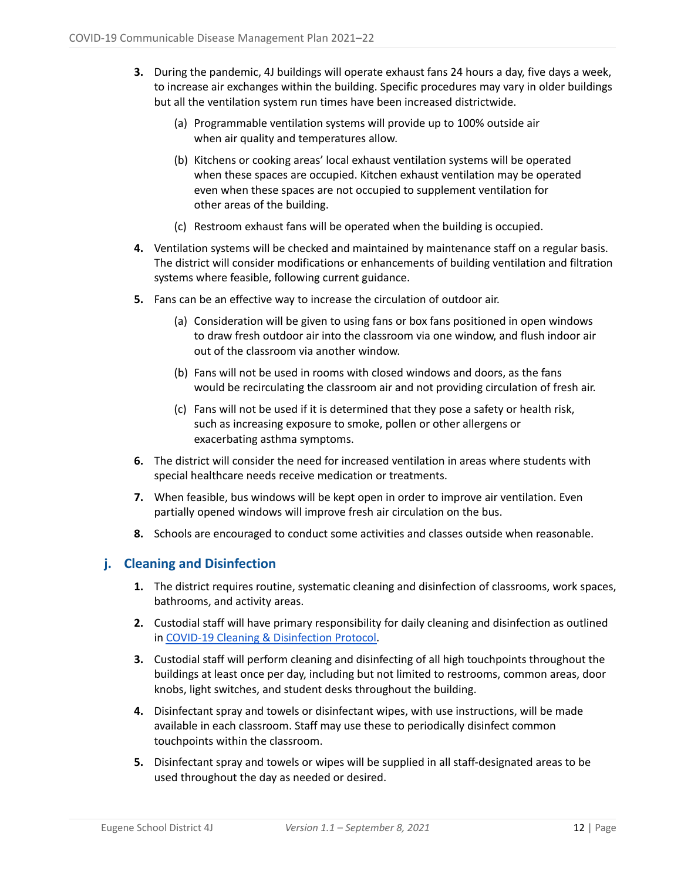3. During the pandemic, 4J buildings will operate exhaust fans 24 hours a day, five days a week, to increase air exchanges within the building. Specific procedures may vary in older buildings but all the ventilation system run times have been increased districtwide.

    (a) Programmable ventilation systems will provide up to 100% outside air when air quality and temperatures allow.

    (b) Kitchens or cooking areas' local exhaust ventilation systems will be operated when these spaces are occupied. Kitchen exhaust ventilation may be operated even when these spaces are not occupied to supplement ventilation for other areas of the building.

    (c) Restroom exhaust fans will be operated when the building is occupied.

4. Ventilation systems will be checked and maintained by maintenance staff on a regular basis. The district will consider modifications or enhancements of building ventilation and filtration systems where feasible, following current guidance.

5. Fans can be an effective way to increase the circulation of outdoor air.

    (a) Consideration will be given to using fans or box fans positioned in open windows to draw fresh outdoor air into the classroom via one window, and flush indoor air out of the classroom via another window.

    (b) Fans will not be used in rooms with closed windows and doors, as the fans would be recirculating the classroom air and not providing circulation of fresh air.

    (c) Fans will not be used if it is determined that they pose a safety or health risk, such as increasing exposure to smoke, pollen or other allergens or exacerbating asthma symptoms.

6. The district will consider the need for increased ventilation in areas where students with special healthcare needs receive medication or treatments.

7. When feasible, bus windows will be kept open in order to improve air ventilation. Even partially opened windows will improve fresh air circulation on the bus.

8. Schools are encouraged to conduct some activities and classes outside when reasonable.

## j. Cleaning and Disinfection

1. The district requires routine, systematic cleaning and disinfection of classrooms, work spaces, bathrooms, and activity areas.

2. Custodial staff will have primary responsibility for daily cleaning and disinfection as outlined in COVID-19 Cleaning & Disinfection Protocol.

3. Custodial staff will perform cleaning and disinfecting of all high touchpoints throughout the buildings at least once per day, including but not limited to restrooms, common areas, door knobs, light switches, and student desks throughout the building.

4. Disinfectant spray and towels or disinfectant wipes, with use instructions, will be made available in each classroom. Staff may use these to periodically disinfect common touchpoints within the classroom.

5. Disinfectant spray and towels or wipes will be supplied in all staff-designated areas to be used throughout the day as needed or desired.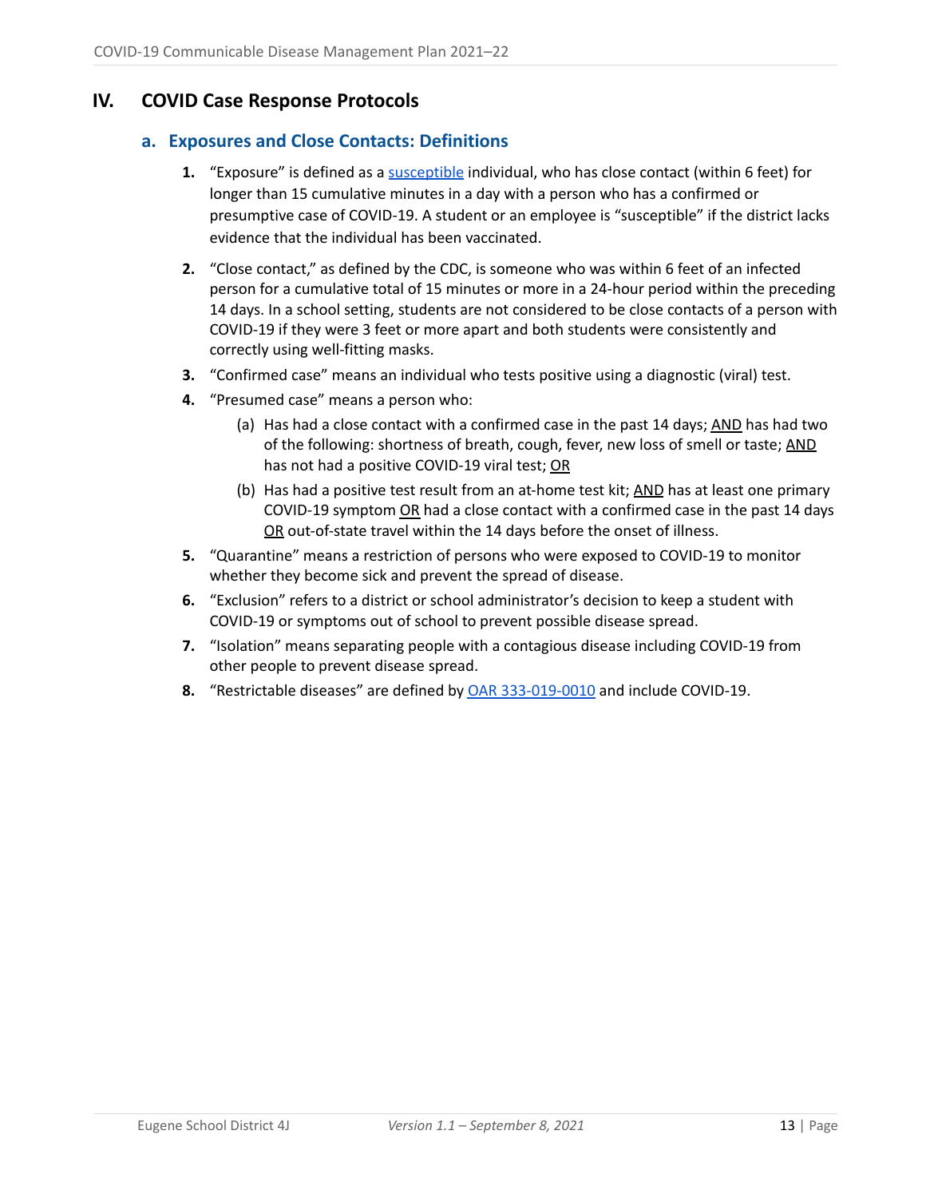# IV. COVID Case Response Protocols

## a. Exposures and Close Contacts: Definitions

1. "Exposure" is defined as a [susceptible](#) individual, who has close contact (within 6 feet) for longer than 15 cumulative minutes in a day with a person who has a confirmed or presumptive case of COVID-19. A student or an employee is "susceptible" if the district lacks evidence that the individual has been vaccinated.
2. "Close contact," as defined by the CDC, is someone who was within 6 feet of an infected person for a cumulative total of 15 minutes or more in a 24-hour period within the preceding 14 days. In a school setting, students are not considered to be close contacts of a person with COVID-19 if they were 3 feet or more apart and both students were consistently and correctly using well-fitting masks.
3. "Confirmed case" means an individual who tests positive using a diagnostic (viral) test.
4. "Presumed case" means a person who:
   (a) Has had a close contact with a confirmed case in the past 14 days; <u>AND</u> has had two of the following: shortness of breath, cough, fever, new loss of smell or taste; <u>AND</u> has not had a positive COVID-19 viral test; <u>OR</u>
   (b) Has had a positive test result from an at-home test kit; <u>AND</u> has at least one primary COVID-19 symptom <u>OR</u> had a close contact with a confirmed case in the past 14 days <u>OR</u> out-of-state travel within the 14 days before the onset of illness.
5. "Quarantine" means a restriction of persons who were exposed to COVID-19 to monitor whether they become sick and prevent the spread of disease.
6. "Exclusion" refers to a district or school administrator's decision to keep a student with COVID-19 or symptoms out of school to prevent possible disease spread.
7. "Isolation" means separating people with a contagious disease including COVID-19 from other people to prevent disease spread.
8. "Restrictable diseases" are defined by [OAR 333-019-0010](#) and include COVID-19.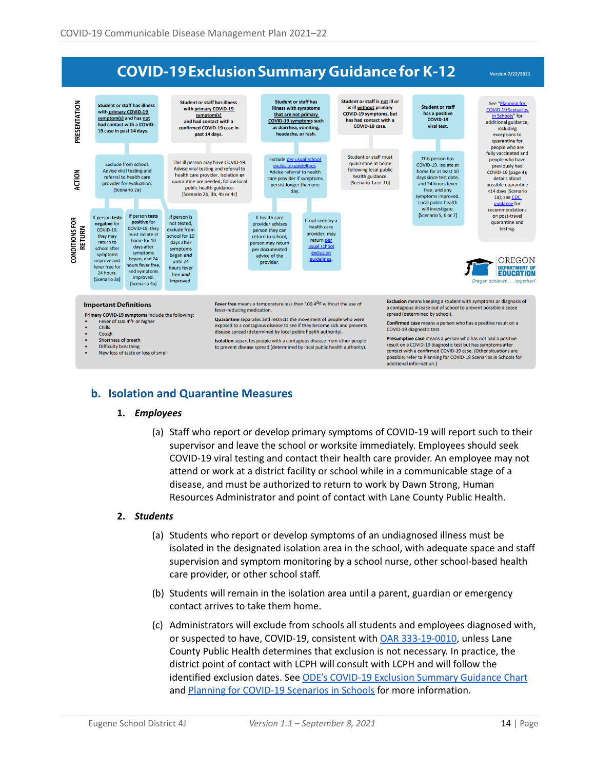## COVID-19 Exclusion Summary Guidance for K-12

Version 7/22/2021

**PRESENTATION**

- **Student or staff has illness with primary COVID-19 symptom(s) and has not had contact with a COVID-19 case in past 14 days.**
- **Student or staff has illness with primary COVID-19 symptom(s) and had contact with a confirmed COVID-19 case in past 14 days.**
- **Student or staff has illness with symptoms that are not primary COVID-19 symptoms such as diarrhea, vomiting, headache, or rash.**
- **Student or staff is not ill or is ill without primary COVID-19 symptoms, but has had contact with a COVID-19 case.**
- **Student or staff has a positive COVID-19 viral test.**
- See "Planning for COVID-19 Scenarios in Schools" for additional guidance, including exceptions to quarantine for people who are fully vaccinated and people who have previously had COVID-19 (page 4); details about possible quarantine <14 days (Scenario 1a); see CDC guidance for recommendations on post-travel quarantine and testing.

**ACTION**

- Exclude from school. Advise viral testing and referral to health care provider for evaluation. [Scenario 2a]
- This ill person may have COVID-19. Advise viral testing and referral to health care provider. Isolation **or** quarantine are needed; follow local public health guidance. [Scenario 2b, 3b, 4b or 4c]
- Exclude per usual school exclusion guidelines. Advise referral to health care provider if symptoms persist longer than one day.
- Student or staff must quarantine at home following local public health guidance. [Scenario 1a or 1b]
- This person has COVID-19. Isolate at home for at least 10 days since test date, and 24 hours fever free, and any symptoms improved. Local public health will investigate. [Scenario 5, 6 or 7]

**CONDITIONS FOR RETURN**

- If person tests **negative** for COVID-19, they may return to school after symptoms improve and fever free for 24 hours. [Scenario 3a]
- If person tests **positive** for COVID-19, they must isolate at home for 10 days after symptoms began, and 24 hours fever free, and symptoms improved. [Scenario 4a]
- If person is not tested, exclude from school for 10 days after symptoms began **and** until 24 hours fever free **and** improved.
- If health care provider advises person they can return to school, person may return per documented advice of the provider.
- If not seen by a health care provider, may return per usual school exclusion guidelines.

OREGON DEPARTMENT OF EDUCATION — *Oregon achieves . . . together!*

**Important Definitions**

**Primary COVID-19 symptoms** include the following:

- Fever of 100.4°F or higher
- Chills
- Cough
- Shortness of breath
- Difficulty breathing
- New loss of taste or loss of smell

**Fever free** means a temperature less than 100.4°F without the use of fever-reducing medication.

**Quarantine** separates and restricts the movement of people who were exposed to a contagious disease to see if they become sick and prevents disease spread (determined by local public health authority).

**Isolation** separates people with a contagious disease from other people to prevent disease spread (determined by local public health authority).

**Exclusion** means keeping a student with symptoms or diagnosis of a contagious disease out of school to prevent possible disease spread (determined by school).

**Confirmed case** means a person who has a positive result on a COVID-19 diagnostic test.

**Presumptive case** means a person who has not had a positive result on a COVID-19 diagnostic test but has symptoms after contact with a confirmed COVID-19 case. (Other situations are possible; refer to Planning for COVID-19 Scenarios in Schools for additional information.)

## b. Isolation and Quarantine Measures

### 1. *Employees*

(a) Staff who report or develop primary symptoms of COVID-19 will report such to their supervisor and leave the school or worksite immediately. Employees should seek COVID-19 viral testing and contact their health care provider. An employee may not attend or work at a district facility or school while in a communicable stage of a disease, and must be authorized to return to work by Dawn Strong, Human Resources Administrator and point of contact with Lane County Public Health.

### 2. *Students*

(a) Students who report or develop symptoms of an undiagnosed illness must be isolated in the designated isolation area in the school, with adequate space and staff supervision and symptom monitoring by a school nurse, other school-based health care provider, or other school staff.

(b) Students will remain in the isolation area until a parent, guardian or emergency contact arrives to take them home.

(c) Administrators will exclude from schools all students and employees diagnosed with, or suspected to have, COVID-19, consistent with OAR 333-19-0010, unless Lane County Public Health determines that exclusion is not necessary. In practice, the district point of contact with LCPH will consult with LCPH and will follow the identified exclusion dates. See ODE's COVID-19 Exclusion Summary Guidance Chart and Planning for COVID-19 Scenarios in Schools for more information.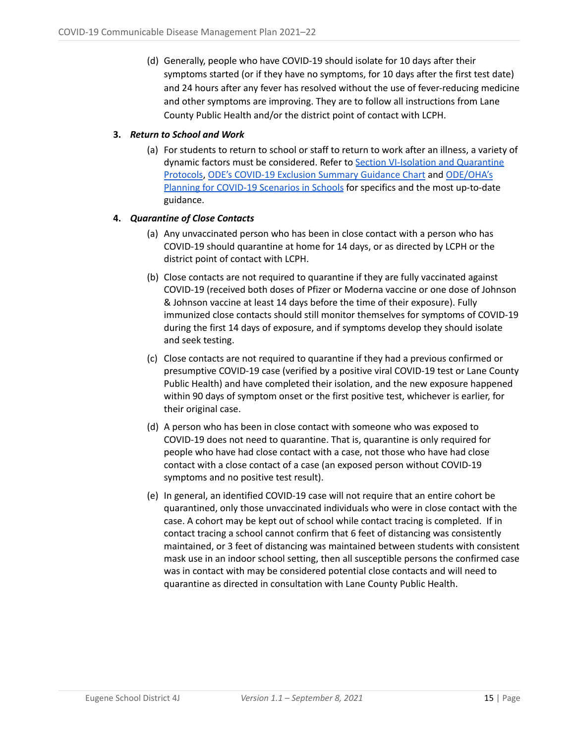(d) Generally, people who have COVID-19 should isolate for 10 days after their symptoms started (or if they have no symptoms, for 10 days after the first test date) and 24 hours after any fever has resolved without the use of fever-reducing medicine and other symptoms are improving. They are to follow all instructions from Lane County Public Health and/or the district point of contact with LCPH.

3. ***Return to School and Work***

   (a) For students to return to school or staff to return to work after an illness, a variety of dynamic factors must be considered. Refer to Section VI-Isolation and Quarantine Protocols, ODE's COVID-19 Exclusion Summary Guidance Chart and ODE/OHA's Planning for COVID-19 Scenarios in Schools for specifics and the most up-to-date guidance.

4. ***Quarantine of Close Contacts***

   (a) Any unvaccinated person who has been in close contact with a person who has COVID-19 should quarantine at home for 14 days, or as directed by LCPH or the district point of contact with LCPH.

   (b) Close contacts are not required to quarantine if they are fully vaccinated against COVID-19 (received both doses of Pfizer or Moderna vaccine or one dose of Johnson & Johnson vaccine at least 14 days before the time of their exposure). Fully immunized close contacts should still monitor themselves for symptoms of COVID-19 during the first 14 days of exposure, and if symptoms develop they should isolate and seek testing.

   (c) Close contacts are not required to quarantine if they had a previous confirmed or presumptive COVID-19 case (verified by a positive viral COVID-19 test or Lane County Public Health) and have completed their isolation, and the new exposure happened within 90 days of symptom onset or the first positive test, whichever is earlier, for their original case.

   (d) A person who has been in close contact with someone who was exposed to COVID-19 does not need to quarantine. That is, quarantine is only required for people who have had close contact with a case, not those who have had close contact with a close contact of a case (an exposed person without COVID-19 symptoms and no positive test result).

   (e) In general, an identified COVID-19 case will not require that an entire cohort be quarantined, only those unvaccinated individuals who were in close contact with the case. A cohort may be kept out of school while contact tracing is completed. If in contact tracing a school cannot confirm that 6 feet of distancing was consistently maintained, or 3 feet of distancing was maintained between students with consistent mask use in an indoor school setting, then all susceptible persons the confirmed case was in contact with may be considered potential close contacts and will need to quarantine as directed in consultation with Lane County Public Health.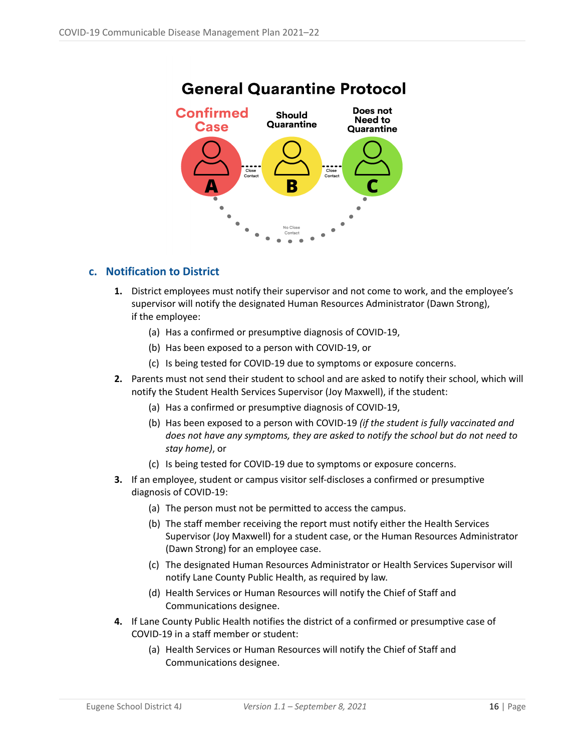## General Quarantine Protocol

Confirmed Case — Should Quarantine — Does not Need to Quarantine

A — Close Contact — B — Close Contact — C

No Close Contact

### c. Notification to District

1. District employees must notify their supervisor and not come to work, and the employee's supervisor will notify the designated Human Resources Administrator (Dawn Strong), if the employee:
   - (a) Has a confirmed or presumptive diagnosis of COVID-19,
   - (b) Has been exposed to a person with COVID-19, or
   - (c) Is being tested for COVID-19 due to symptoms or exposure concerns.
2. Parents must not send their student to school and are asked to notify their school, which will notify the Student Health Services Supervisor (Joy Maxwell), if the student:
   - (a) Has a confirmed or presumptive diagnosis of COVID-19,
   - (b) Has been exposed to a person with COVID-19 *(if the student is fully vaccinated and does not have any symptoms, they are asked to notify the school but do not need to stay home)*, or
   - (c) Is being tested for COVID-19 due to symptoms or exposure concerns.
3. If an employee, student or campus visitor self-discloses a confirmed or presumptive diagnosis of COVID-19:
   - (a) The person must not be permitted to access the campus.
   - (b) The staff member receiving the report must notify either the Health Services Supervisor (Joy Maxwell) for a student case, or the Human Resources Administrator (Dawn Strong) for an employee case.
   - (c) The designated Human Resources Administrator or Health Services Supervisor will notify Lane County Public Health, as required by law.
   - (d) Health Services or Human Resources will notify the Chief of Staff and Communications designee.
4. If Lane County Public Health notifies the district of a confirmed or presumptive case of COVID-19 in a staff member or student:
   - (a) Health Services or Human Resources will notify the Chief of Staff and Communications designee.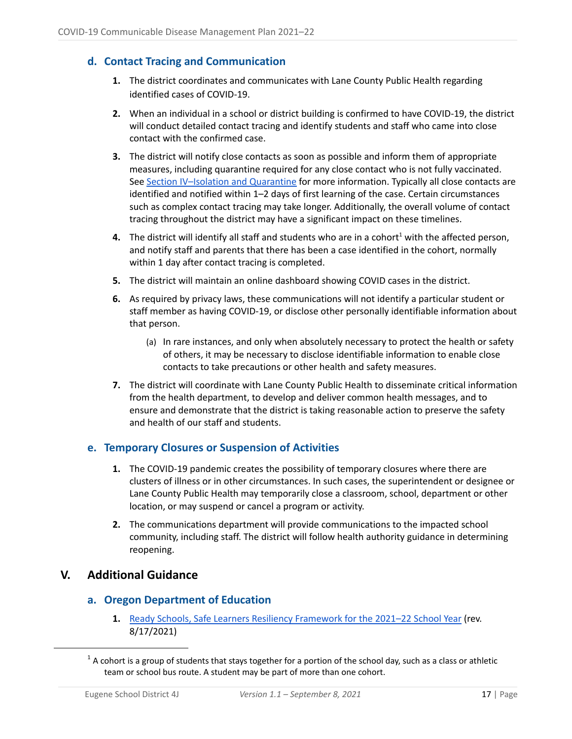### d. Contact Tracing and Communication

1. The district coordinates and communicates with Lane County Public Health regarding identified cases of COVID-19.
2. When an individual in a school or district building is confirmed to have COVID-19, the district will conduct detailed contact tracing and identify students and staff who came into close contact with the confirmed case.
3. The district will notify close contacts as soon as possible and inform them of appropriate measures, including quarantine required for any close contact who is not fully vaccinated. See Section IV–Isolation and Quarantine for more information. Typically all close contacts are identified and notified within 1–2 days of first learning of the case. Certain circumstances such as complex contact tracing may take longer. Additionally, the overall volume of contact tracing throughout the district may have a significant impact on these timelines.
4. The district will identify all staff and students who are in a cohort[1] with the affected person, and notify staff and parents that there has been a case identified in the cohort, normally within 1 day after contact tracing is completed.
5. The district will maintain an online dashboard showing COVID cases in the district.
6. As required by privacy laws, these communications will not identify a particular student or staff member as having COVID-19, or disclose other personally identifiable information about that person.
   (a) In rare instances, and only when absolutely necessary to protect the health or safety of others, it may be necessary to disclose identifiable information to enable close contacts to take precautions or other health and safety measures.
7. The district will coordinate with Lane County Public Health to disseminate critical information from the health department, to develop and deliver common health messages, and to ensure and demonstrate that the district is taking reasonable action to preserve the safety and health of our staff and students.

### e. Temporary Closures or Suspension of Activities

1. The COVID-19 pandemic creates the possibility of temporary closures where there are clusters of illness or in other circumstances. In such cases, the superintendent or designee or Lane County Public Health may temporarily close a classroom, school, department or other location, or may suspend or cancel a program or activity.
2. The communications department will provide communications to the impacted school community, including staff. The district will follow health authority guidance in determining reopening.

## V. Additional Guidance

### a. Oregon Department of Education

1. Ready Schools, Safe Learners Resiliency Framework for the 2021–22 School Year (rev. 8/17/2021)

[1] A cohort is a group of students that stays together for a portion of the school day, such as a class or athletic team or school bus route. A student may be part of more than one cohort.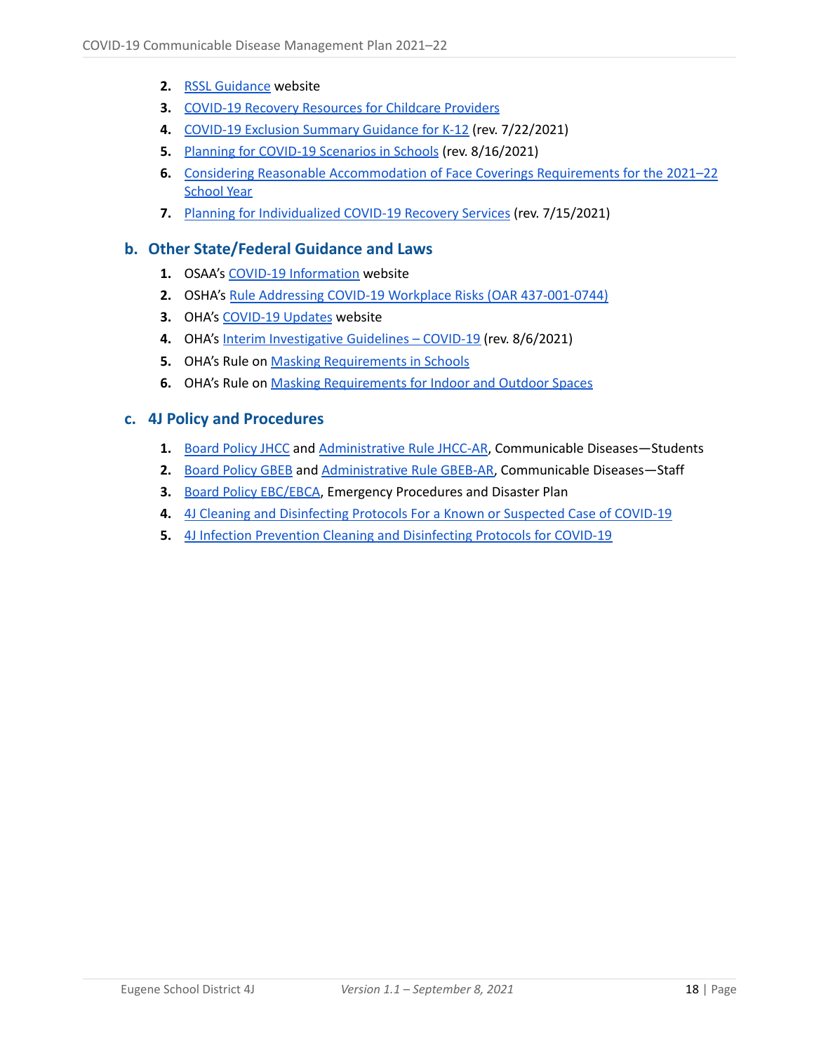2. RSSL Guidance website
3. COVID-19 Recovery Resources for Childcare Providers
4. COVID-19 Exclusion Summary Guidance for K-12 (rev. 7/22/2021)
5. Planning for COVID-19 Scenarios in Schools (rev. 8/16/2021)
6. Considering Reasonable Accommodation of Face Coverings Requirements for the 2021–22 School Year
7. Planning for Individualized COVID-19 Recovery Services (rev. 7/15/2021)

## b. Other State/Federal Guidance and Laws

1. OSAA's COVID-19 Information website
2. OSHA's Rule Addressing COVID-19 Workplace Risks (OAR 437-001-0744)
3. OHA's COVID-19 Updates website
4. OHA's Interim Investigative Guidelines – COVID-19 (rev. 8/6/2021)
5. OHA's Rule on Masking Requirements in Schools
6. OHA's Rule on Masking Requirements for Indoor and Outdoor Spaces

## c. 4J Policy and Procedures

1. Board Policy JHCC and Administrative Rule JHCC-AR, Communicable Diseases—Students
2. Board Policy GBEB and Administrative Rule GBEB-AR, Communicable Diseases—Staff
3. Board Policy EBC/EBCA, Emergency Procedures and Disaster Plan
4. 4J Cleaning and Disinfecting Protocols For a Known or Suspected Case of COVID-19
5. 4J Infection Prevention Cleaning and Disinfecting Protocols for COVID-19